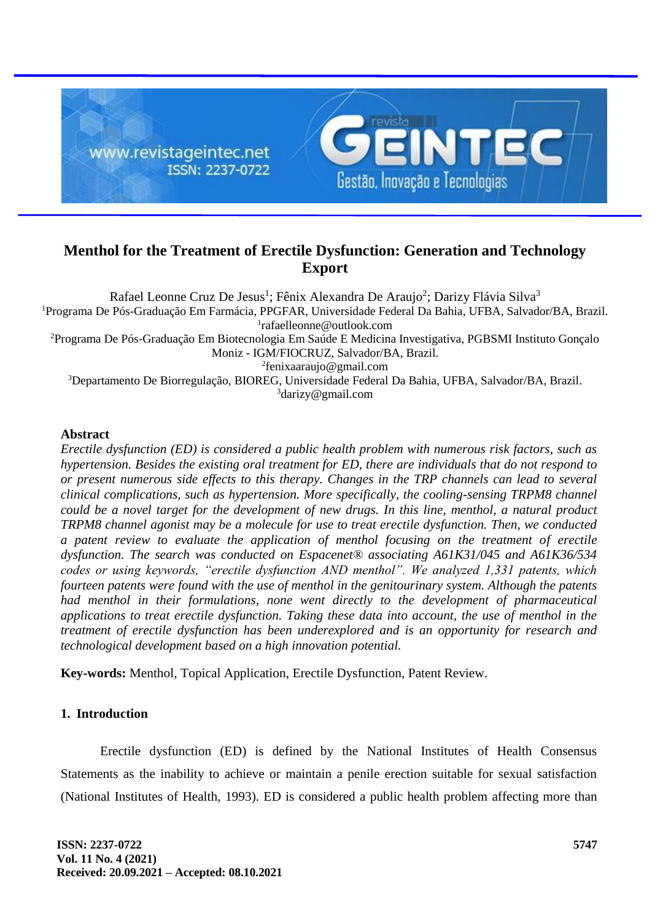# Menthol for the Treatment of Erectile Dysfunction: Generation and Technology Export

Rafael Leonne Cruz De Jesus[1]; Fênix Alexandra De Araujo[2]; Darizy Flávia Silva[3]

[1]Programa De Pós-Graduação Em Farmácia, PPGFAR, Universidade Federal Da Bahia, UFBA, Salvador/BA, Brazil.
[1]rafaelleonne@outlook.com

[2]Programa De Pós-Graduação Em Biotecnologia Em Saúde E Medicina Investigativa, PGBSMI Instituto Gonçalo Moniz - IGM/FIOCRUZ, Salvador/BA, Brazil.
[2]fenixaaraujo@gmail.com

[3]Departamento De Biorregulação, BIOREG, Universidade Federal Da Bahia, UFBA, Salvador/BA, Brazil.
[3]darizy@gmail.com

## Abstract

*Erectile dysfunction (ED) is considered a public health problem with numerous risk factors, such as hypertension. Besides the existing oral treatment for ED, there are individuals that do not respond to or present numerous side effects to this therapy. Changes in the TRP channels can lead to several clinical complications, such as hypertension. More specifically, the cooling-sensing TRPM8 channel could be a novel target for the development of new drugs. In this line, menthol, a natural product TRPM8 channel agonist may be a molecule for use to treat erectile dysfunction. Then, we conducted a patent review to evaluate the application of menthol focusing on the treatment of erectile dysfunction. The search was conducted on Espacenet® associating A61K31/045 and A61K36/534 codes or using keywords, "erectile dysfunction AND menthol". We analyzed 1,331 patents, which fourteen patents were found with the use of menthol in the genitourinary system. Although the patents had menthol in their formulations, none went directly to the development of pharmaceutical applications to treat erectile dysfunction. Taking these data into account, the use of menthol in the treatment of erectile dysfunction has been underexplored and is an opportunity for research and technological development based on a high innovation potential.*

**Key-words:** Menthol, Topical Application, Erectile Dysfunction, Patent Review.

## 1. Introduction

Erectile dysfunction (ED) is defined by the National Institutes of Health Consensus Statements as the inability to achieve or maintain a penile erection suitable for sexual satisfaction (National Institutes of Health, 1993). ED is considered a public health problem affecting more than

Received: 20.09.2021 – Accepted: 08.10.2021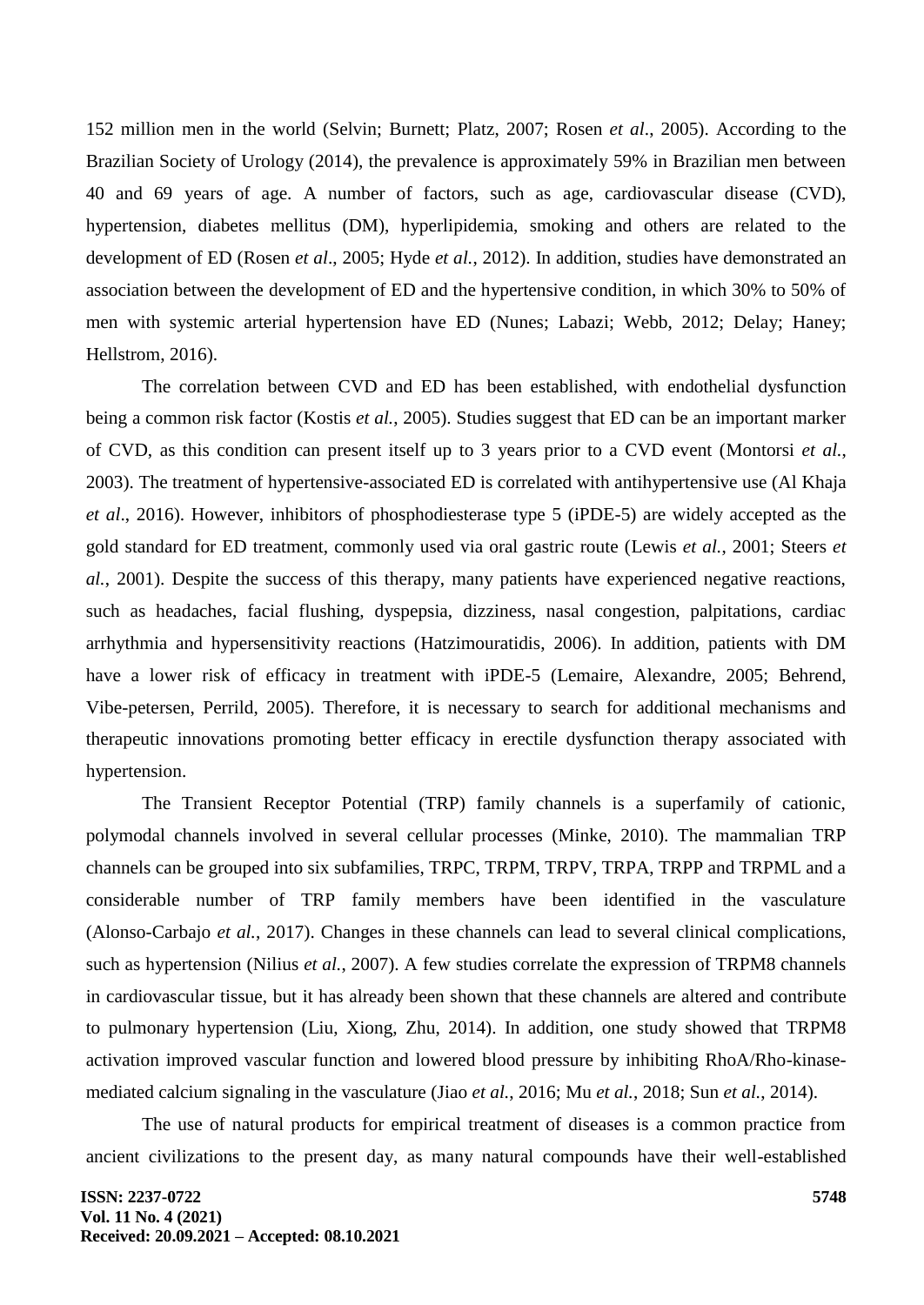152 million men in the world (Selvin; Burnett; Platz, 2007; Rosen *et al*., 2005). According to the Brazilian Society of Urology (2014), the prevalence is approximately 59% in Brazilian men between 40 and 69 years of age. A number of factors, such as age, cardiovascular disease (CVD), hypertension, diabetes mellitus (DM), hyperlipidemia, smoking and others are related to the development of ED (Rosen *et al*., 2005; Hyde *et al.*, 2012). In addition, studies have demonstrated an association between the development of ED and the hypertensive condition, in which 30% to 50% of men with systemic arterial hypertension have ED (Nunes; Labazi; Webb, 2012; Delay; Haney; Hellstrom, 2016).

The correlation between CVD and ED has been established, with endothelial dysfunction being a common risk factor (Kostis *et al.*, 2005). Studies suggest that ED can be an important marker of CVD, as this condition can present itself up to 3 years prior to a CVD event (Montorsi *et al.*, 2003). The treatment of hypertensive-associated ED is correlated with antihypertensive use (Al Khaja *et al*., 2016). However, inhibitors of phosphodiesterase type 5 (iPDE-5) are widely accepted as the gold standard for ED treatment, commonly used via oral gastric route (Lewis *et al.*, 2001; Steers *et al.*, 2001). Despite the success of this therapy, many patients have experienced negative reactions, such as headaches, facial flushing, dyspepsia, dizziness, nasal congestion, palpitations, cardiac arrhythmia and hypersensitivity reactions (Hatzimouratidis, 2006). In addition, patients with DM have a lower risk of efficacy in treatment with iPDE-5 (Lemaire, Alexandre, 2005; Behrend, Vibe-petersen, Perrild, 2005). Therefore, it is necessary to search for additional mechanisms and therapeutic innovations promoting better efficacy in erectile dysfunction therapy associated with hypertension.

The Transient Receptor Potential (TRP) family channels is a superfamily of cationic, polymodal channels involved in several cellular processes (Minke, 2010). The mammalian TRP channels can be grouped into six subfamilies, TRPC, TRPM, TRPV, TRPA, TRPP and TRPML and a considerable number of TRP family members have been identified in the vasculature (Alonso-Carbajo *et al.*, 2017). Changes in these channels can lead to several clinical complications, such as hypertension (Nilius *et al.*, 2007). A few studies correlate the expression of TRPM8 channels in cardiovascular tissue, but it has already been shown that these channels are altered and contribute to pulmonary hypertension (Liu, Xiong, Zhu, 2014). In addition, one study showed that TRPM8 activation improved vascular function and lowered blood pressure by inhibiting RhoA/Rho-kinase-mediated calcium signaling in the vasculature (Jiao *et al.*, 2016; Mu *et al.*, 2018; Sun *et al.*, 2014).

The use of natural products for empirical treatment of diseases is a common practice from ancient civilizations to the present day, as many natural compounds have their well-established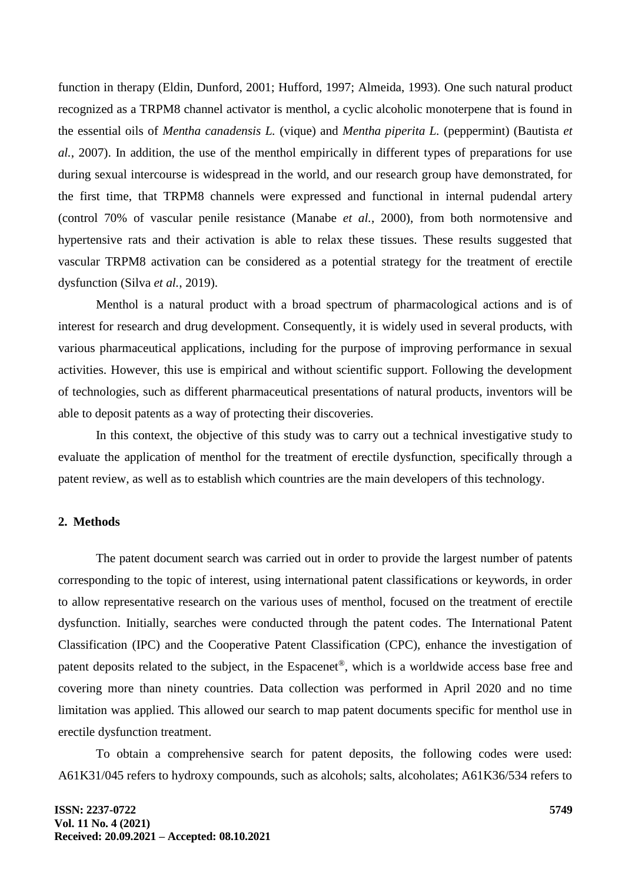function in therapy (Eldin, Dunford, 2001; Hufford, 1997; Almeida, 1993). One such natural product recognized as a TRPM8 channel activator is menthol, a cyclic alcoholic monoterpene that is found in the essential oils of *Mentha canadensis L.* (vique) and *Mentha piperita L.* (peppermint) (Bautista *et al.*, 2007). In addition, the use of the menthol empirically in different types of preparations for use during sexual intercourse is widespread in the world, and our research group have demonstrated, for the first time, that TRPM8 channels were expressed and functional in internal pudendal artery (control 70% of vascular penile resistance (Manabe *et al.*, 2000), from both normotensive and hypertensive rats and their activation is able to relax these tissues. These results suggested that vascular TRPM8 activation can be considered as a potential strategy for the treatment of erectile dysfunction (Silva *et al.*, 2019).

Menthol is a natural product with a broad spectrum of pharmacological actions and is of interest for research and drug development. Consequently, it is widely used in several products, with various pharmaceutical applications, including for the purpose of improving performance in sexual activities. However, this use is empirical and without scientific support. Following the development of technologies, such as different pharmaceutical presentations of natural products, inventors will be able to deposit patents as a way of protecting their discoveries.

In this context, the objective of this study was to carry out a technical investigative study to evaluate the application of menthol for the treatment of erectile dysfunction, specifically through a patent review, as well as to establish which countries are the main developers of this technology.

## 2. Methods

The patent document search was carried out in order to provide the largest number of patents corresponding to the topic of interest, using international patent classifications or keywords, in order to allow representative research on the various uses of menthol, focused on the treatment of erectile dysfunction. Initially, searches were conducted through the patent codes. The International Patent Classification (IPC) and the Cooperative Patent Classification (CPC), enhance the investigation of patent deposits related to the subject, in the Espacenet®, which is a worldwide access base free and covering more than ninety countries. Data collection was performed in April 2020 and no time limitation was applied. This allowed our search to map patent documents specific for menthol use in erectile dysfunction treatment.

To obtain a comprehensive search for patent deposits, the following codes were used: A61K31/045 refers to hydroxy compounds, such as alcohols; salts, alcoholates; A61K36/534 refers to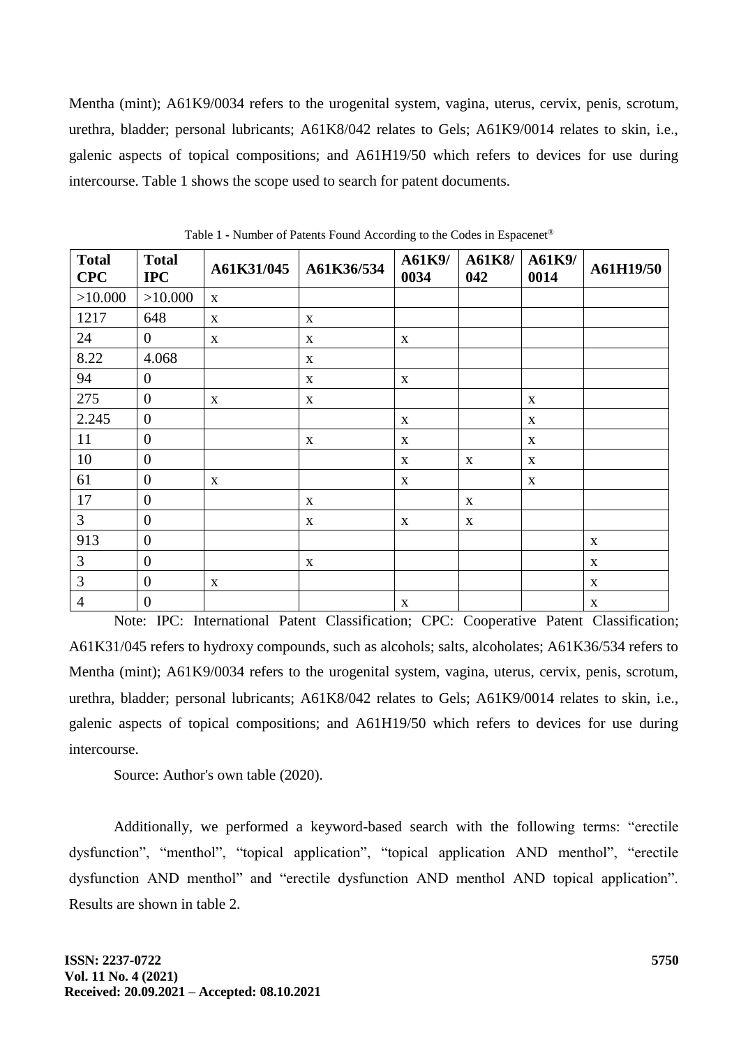Mentha (mint); A61K9/0034 refers to the urogenital system, vagina, uterus, cervix, penis, scrotum, urethra, bladder; personal lubricants; A61K8/042 relates to Gels; A61K9/0014 relates to skin, i.e., galenic aspects of topical compositions; and A61H19/50 which refers to devices for use during intercourse. Table 1 shows the scope used to search for patent documents.

Table 1 - Number of Patents Found According to the Codes in Espacenet®

| Total CPC | Total IPC | A61K31/045 | A61K36/534 | A61K9/0034 | A61K8/042 | A61K9/0014 | A61H19/50 |
|---|---|---|---|---|---|---|---|
| >10.000 | >10.000 | x | | | | | |
| 1217 | 648 | x | x | | | | |
| 24 | 0 | x | x | x | | | |
| 8.22 | 4.068 | | x | | | | |
| 94 | 0 | | x | x | | | |
| 275 | 0 | x | x | | | x | |
| 2.245 | 0 | | | x | | x | |
| 11 | 0 | | x | x | | x | |
| 10 | 0 | | | x | x | x | |
| 61 | 0 | x | | x | | x | |
| 17 | 0 | | x | | x | | |
| 3 | 0 | | x | x | x | | |
| 913 | 0 | | | | | | x |
| 3 | 0 | | x | | | | x |
| 3 | 0 | x | | | | | x |
| 4 | 0 | | | x | | | x |

Note: IPC: International Patent Classification; CPC: Cooperative Patent Classification; A61K31/045 refers to hydroxy compounds, such as alcohols; salts, alcoholates; A61K36/534 refers to Mentha (mint); A61K9/0034 refers to the urogenital system, vagina, uterus, cervix, penis, scrotum, urethra, bladder; personal lubricants; A61K8/042 relates to Gels; A61K9/0014 relates to skin, i.e., galenic aspects of topical compositions; and A61H19/50 which refers to devices for use during intercourse.

Source: Author's own table (2020).

Additionally, we performed a keyword-based search with the following terms: "erectile dysfunction", "menthol", "topical application", "topical application AND menthol", "erectile dysfunction AND menthol" and "erectile dysfunction AND menthol AND topical application". Results are shown in table 2.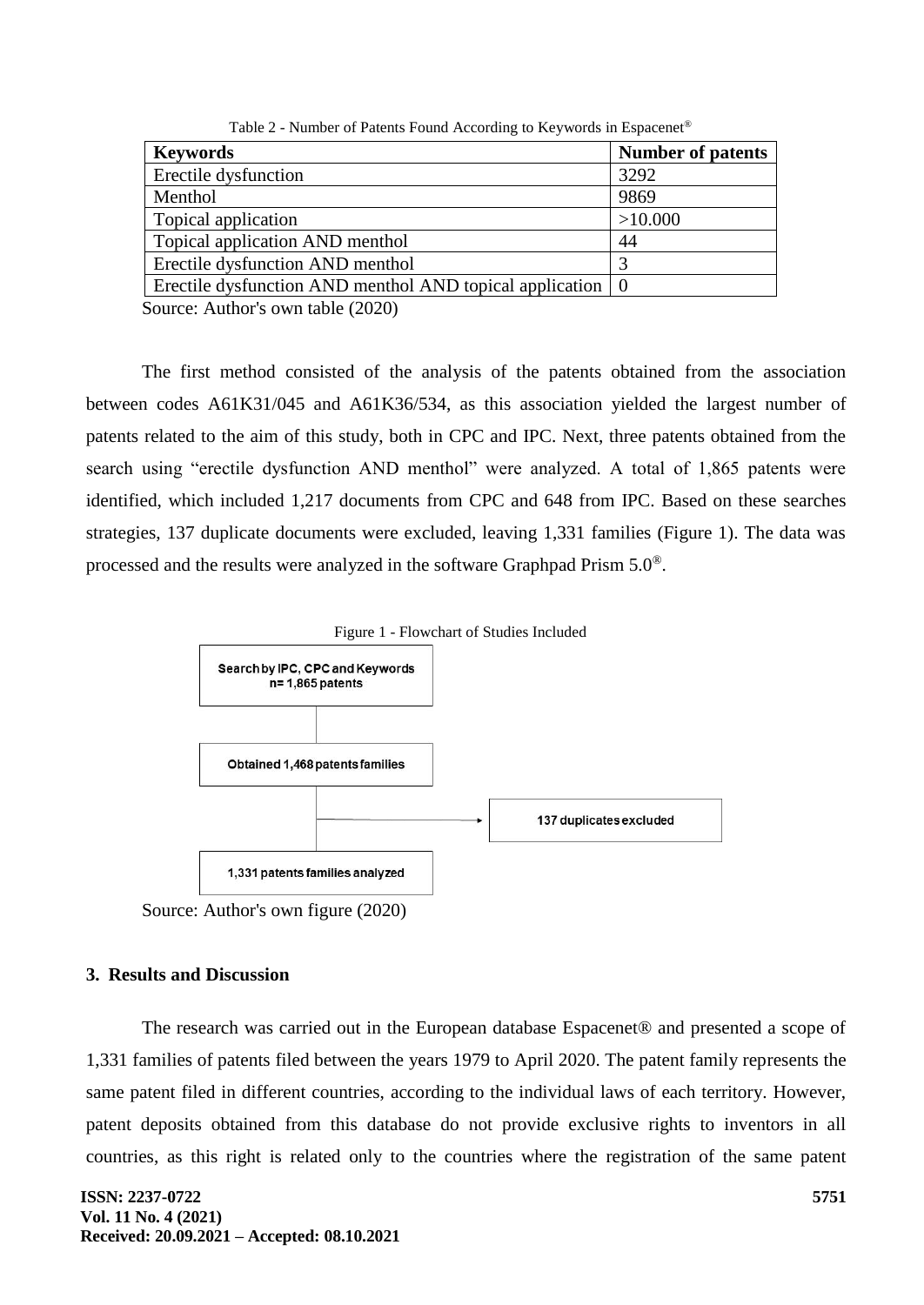Table 2 - Number of Patents Found According to Keywords in Espacenet®

| Keywords | Number of patents |
|---|---|
| Erectile dysfunction | 3292 |
| Menthol | 9869 |
| Topical application | >10.000 |
| Topical application AND menthol | 44 |
| Erectile dysfunction AND menthol | 3 |
| Erectile dysfunction AND menthol AND topical application | 0 |

Source: Author's own table (2020)

The first method consisted of the analysis of the patents obtained from the association between codes A61K31/045 and A61K36/534, as this association yielded the largest number of patents related to the aim of this study, both in CPC and IPC. Next, three patents obtained from the search using "erectile dysfunction AND menthol" were analyzed. A total of 1,865 patents were identified, which included 1,217 documents from CPC and 648 from IPC. Based on these searches strategies, 137 duplicate documents were excluded, leaving 1,331 families (Figure 1). The data was processed and the results were analyzed in the software Graphpad Prism 5.0®.

Figure 1 - Flowchart of Studies Included

Search by IPC, CPC and Keywords n= 1,865 patents

Obtained 1,468 patents families

137 duplicates excluded

1,331 patents families analyzed

Source: Author's own figure (2020)

## 3. Results and Discussion

The research was carried out in the European database Espacenet® and presented a scope of 1,331 families of patents filed between the years 1979 to April 2020. The patent family represents the same patent filed in different countries, according to the individual laws of each territory. However, patent deposits obtained from this database do not provide exclusive rights to inventors in all countries, as this right is related only to the countries where the registration of the same patent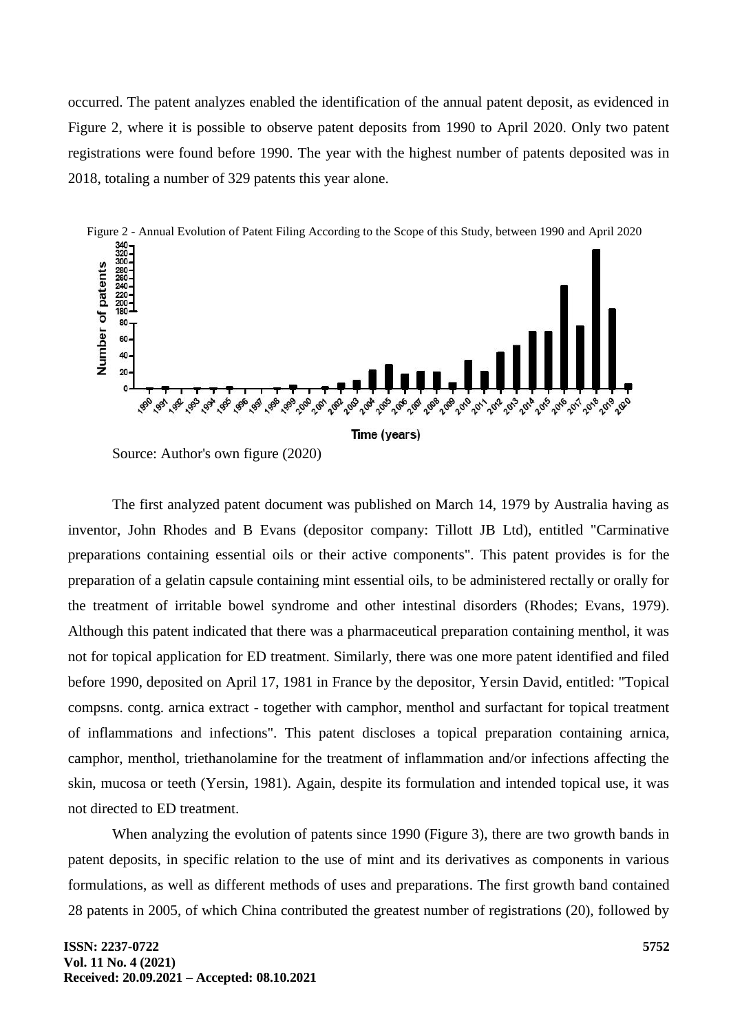occurred. The patent analyzes enabled the identification of the annual patent deposit, as evidenced in Figure 2, where it is possible to observe patent deposits from 1990 to April 2020. Only two patent registrations were found before 1990. The year with the highest number of patents deposited was in 2018, totaling a number of 329 patents this year alone.

Figure 2 - Annual Evolution of Patent Filing According to the Scope of this Study, between 1990 and April 2020

Source: Author's own figure (2020)

The first analyzed patent document was published on March 14, 1979 by Australia having as inventor, John Rhodes and B Evans (depositor company: Tillott JB Ltd), entitled "Carminative preparations containing essential oils or their active components". This patent provides is for the preparation of a gelatin capsule containing mint essential oils, to be administered rectally or orally for the treatment of irritable bowel syndrome and other intestinal disorders (Rhodes; Evans, 1979). Although this patent indicated that there was a pharmaceutical preparation containing menthol, it was not for topical application for ED treatment. Similarly, there was one more patent identified and filed before 1990, deposited on April 17, 1981 in France by the depositor, Yersin David, entitled: "Topical compsns. contg. arnica extract - together with camphor, menthol and surfactant for topical treatment of inflammations and infections". This patent discloses a topical preparation containing arnica, camphor, menthol, triethanolamine for the treatment of inflammation and/or infections affecting the skin, mucosa or teeth (Yersin, 1981). Again, despite its formulation and intended topical use, it was not directed to ED treatment.

When analyzing the evolution of patents since 1990 (Figure 3), there are two growth bands in patent deposits, in specific relation to the use of mint and its derivatives as components in various formulations, as well as different methods of uses and preparations. The first growth band contained 28 patents in 2005, of which China contributed the greatest number of registrations (20), followed by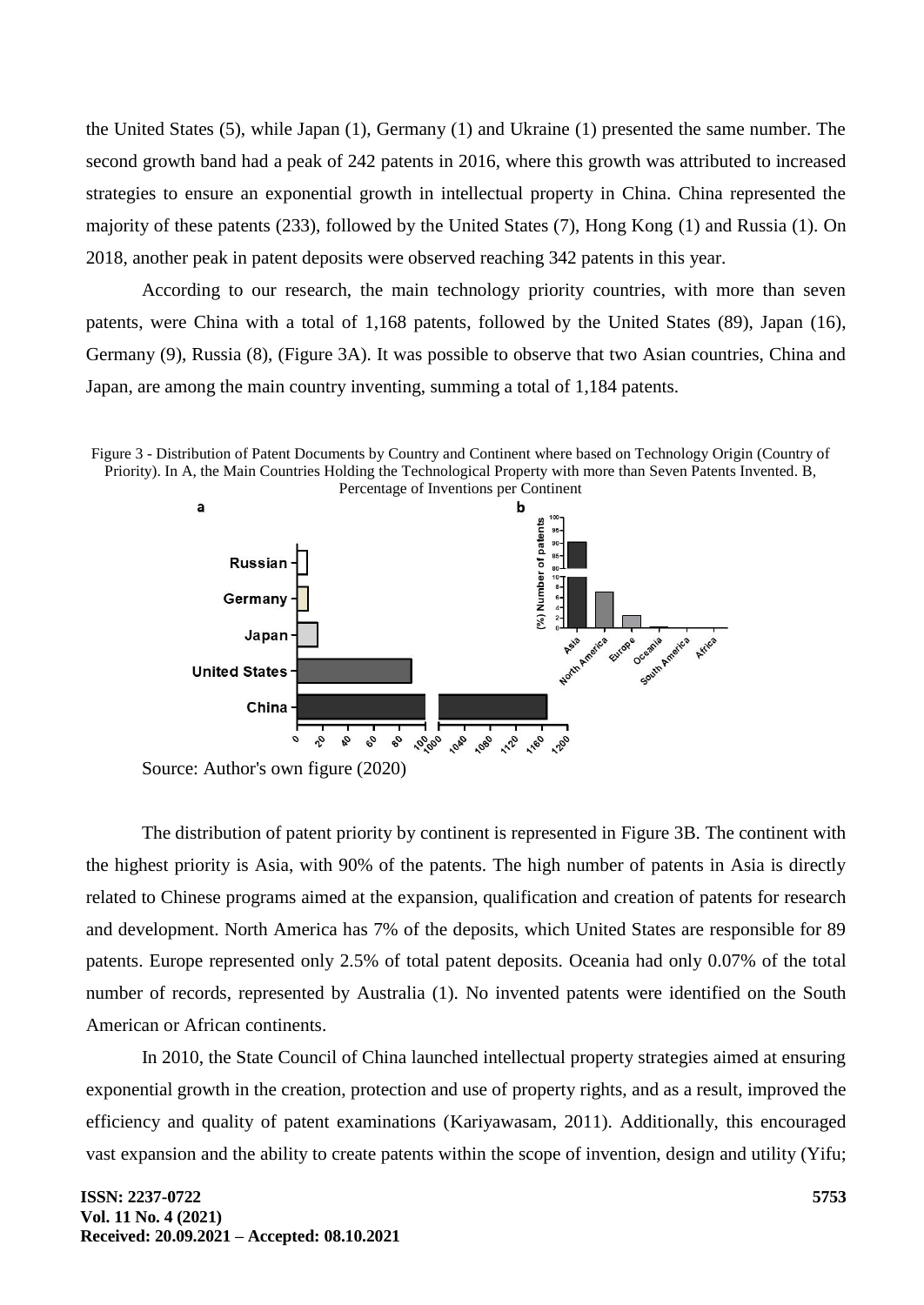the United States (5), while Japan (1), Germany (1) and Ukraine (1) presented the same number. The second growth band had a peak of 242 patents in 2016, where this growth was attributed to increased strategies to ensure an exponential growth in intellectual property in China. China represented the majority of these patents (233), followed by the United States (7), Hong Kong (1) and Russia (1). On 2018, another peak in patent deposits were observed reaching 342 patents in this year.

According to our research, the main technology priority countries, with more than seven patents, were China with a total of 1,168 patents, followed by the United States (89), Japan (16), Germany (9), Russia (8), (Figure 3A). It was possible to observe that two Asian countries, China and Japan, are among the main country inventing, summing a total of 1,184 patents.

Figure 3 - Distribution of Patent Documents by Country and Continent where based on Technology Origin (Country of Priority). In A, the Main Countries Holding the Technological Property with more than Seven Patents Invented. B, Percentage of Inventions per Continent

Source: Author's own figure (2020)

The distribution of patent priority by continent is represented in Figure 3B. The continent with the highest priority is Asia, with 90% of the patents. The high number of patents in Asia is directly related to Chinese programs aimed at the expansion, qualification and creation of patents for research and development. North America has 7% of the deposits, which United States are responsible for 89 patents. Europe represented only 2.5% of total patent deposits. Oceania had only 0.07% of the total number of records, represented by Australia (1). No invented patents were identified on the South American or African continents.

In 2010, the State Council of China launched intellectual property strategies aimed at ensuring exponential growth in the creation, protection and use of property rights, and as a result, improved the efficiency and quality of patent examinations (Kariyawasam, 2011). Additionally, this encouraged vast expansion and the ability to create patents within the scope of invention, design and utility (Yifu;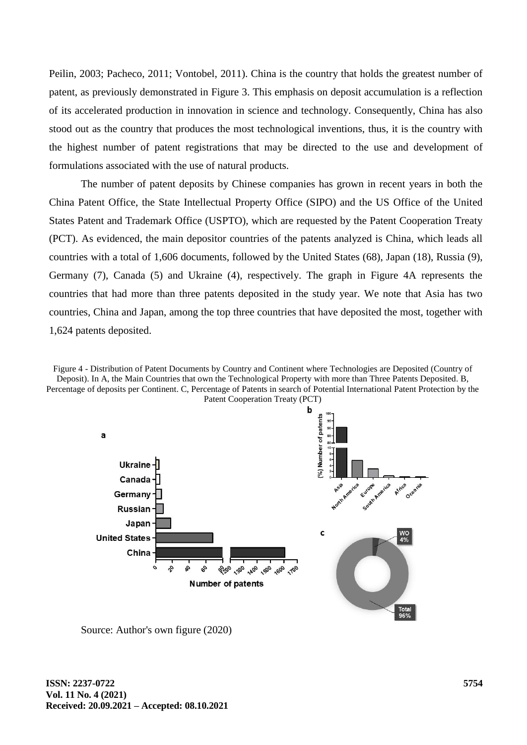Peilin, 2003; Pacheco, 2011; Vontobel, 2011). China is the country that holds the greatest number of patent, as previously demonstrated in Figure 3. This emphasis on deposit accumulation is a reflection of its accelerated production in innovation in science and technology. Consequently, China has also stood out as the country that produces the most technological inventions, thus, it is the country with the highest number of patent registrations that may be directed to the use and development of formulations associated with the use of natural products.

The number of patent deposits by Chinese companies has grown in recent years in both the China Patent Office, the State Intellectual Property Office (SIPO) and the US Office of the United States Patent and Trademark Office (USPTO), which are requested by the Patent Cooperation Treaty (PCT). As evidenced, the main depositor countries of the patents analyzed is China, which leads all countries with a total of 1,606 documents, followed by the United States (68), Japan (18), Russia (9), Germany (7), Canada (5) and Ukraine (4), respectively. The graph in Figure 4A represents the countries that had more than three patents deposited in the study year. We note that Asia has two countries, China and Japan, among the top three countries that have deposited the most, together with 1,624 patents deposited.

Figure 4 - Distribution of Patent Documents by Country and Continent where Technologies are Deposited (Country of Deposit). In A, the Main Countries that own the Technological Property with more than Three Patents Deposited. B, Percentage of deposits per Continent. C, Percentage of Patents in search of Potential International Patent Protection by the Patent Cooperation Treaty (PCT)

Source: Author's own figure (2020)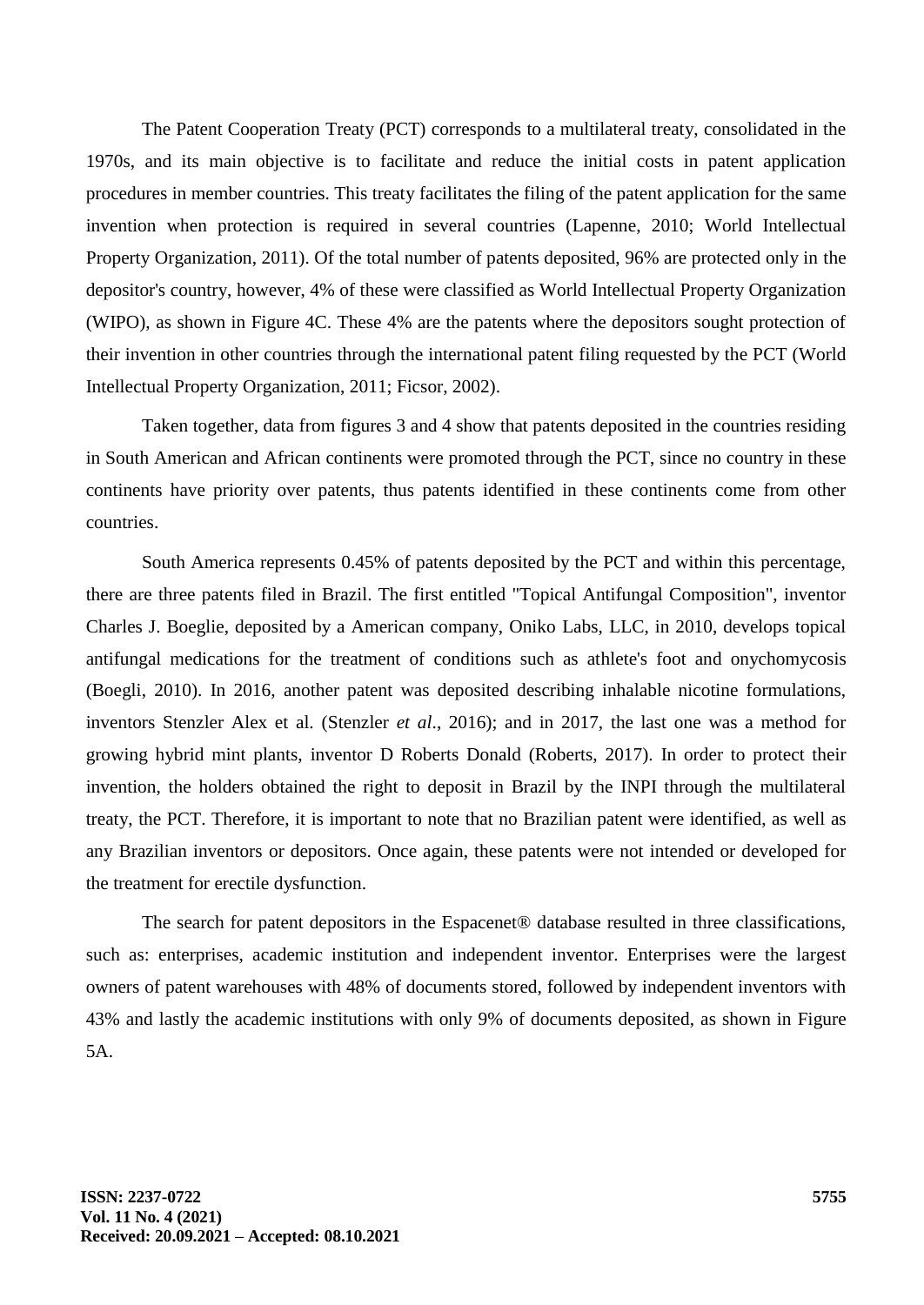The Patent Cooperation Treaty (PCT) corresponds to a multilateral treaty, consolidated in the 1970s, and its main objective is to facilitate and reduce the initial costs in patent application procedures in member countries. This treaty facilitates the filing of the patent application for the same invention when protection is required in several countries (Lapenne, 2010; World Intellectual Property Organization, 2011). Of the total number of patents deposited, 96% are protected only in the depositor's country, however, 4% of these were classified as World Intellectual Property Organization (WIPO), as shown in Figure 4C. These 4% are the patents where the depositors sought protection of their invention in other countries through the international patent filing requested by the PCT (World Intellectual Property Organization, 2011; Ficsor, 2002).

Taken together, data from figures 3 and 4 show that patents deposited in the countries residing in South American and African continents were promoted through the PCT, since no country in these continents have priority over patents, thus patents identified in these continents come from other countries.

South America represents 0.45% of patents deposited by the PCT and within this percentage, there are three patents filed in Brazil. The first entitled "Topical Antifungal Composition", inventor Charles J. Boeglie, deposited by a American company, Oniko Labs, LLC, in 2010, develops topical antifungal medications for the treatment of conditions such as athlete's foot and onychomycosis (Boegli, 2010). In 2016, another patent was deposited describing inhalable nicotine formulations, inventors Stenzler Alex et al. (Stenzler *et al*., 2016); and in 2017, the last one was a method for growing hybrid mint plants, inventor D Roberts Donald (Roberts, 2017). In order to protect their invention, the holders obtained the right to deposit in Brazil by the INPI through the multilateral treaty, the PCT. Therefore, it is important to note that no Brazilian patent were identified, as well as any Brazilian inventors or depositors. Once again, these patents were not intended or developed for the treatment for erectile dysfunction.

The search for patent depositors in the Espacenet® database resulted in three classifications, such as: enterprises, academic institution and independent inventor. Enterprises were the largest owners of patent warehouses with 48% of documents stored, followed by independent inventors with 43% and lastly the academic institutions with only 9% of documents deposited, as shown in Figure 5A.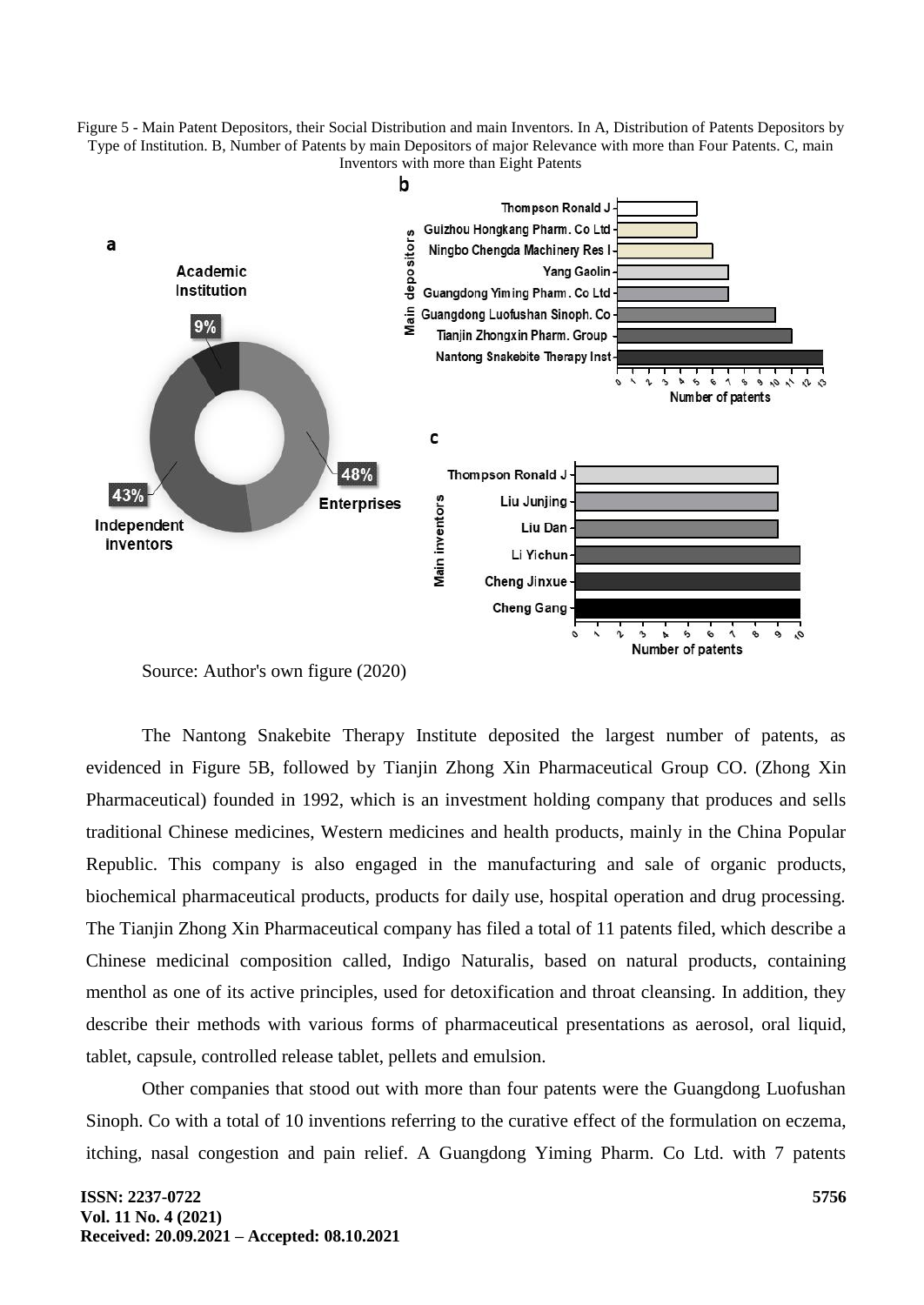Figure 5 - Main Patent Depositors, their Social Distribution and main Inventors. In A, Distribution of Patents Depositors by Type of Institution. B, Number of Patents by main Depositors of major Relevance with more than Four Patents. C, main Inventors with more than Eight Patents

Source: Author's own figure (2020)

The Nantong Snakebite Therapy Institute deposited the largest number of patents, as evidenced in Figure 5B, followed by Tianjin Zhong Xin Pharmaceutical Group CO. (Zhong Xin Pharmaceutical) founded in 1992, which is an investment holding company that produces and sells traditional Chinese medicines, Western medicines and health products, mainly in the China Popular Republic. This company is also engaged in the manufacturing and sale of organic products, biochemical pharmaceutical products, products for daily use, hospital operation and drug processing. The Tianjin Zhong Xin Pharmaceutical company has filed a total of 11 patents filed, which describe a Chinese medicinal composition called, Indigo Naturalis, based on natural products, containing menthol as one of its active principles, used for detoxification and throat cleansing. In addition, they describe their methods with various forms of pharmaceutical presentations as aerosol, oral liquid, tablet, capsule, controlled release tablet, pellets and emulsion.

Other companies that stood out with more than four patents were the Guangdong Luofushan Sinoph. Co with a total of 10 inventions referring to the curative effect of the formulation on eczema, itching, nasal congestion and pain relief. A Guangdong Yiming Pharm. Co Ltd. with 7 patents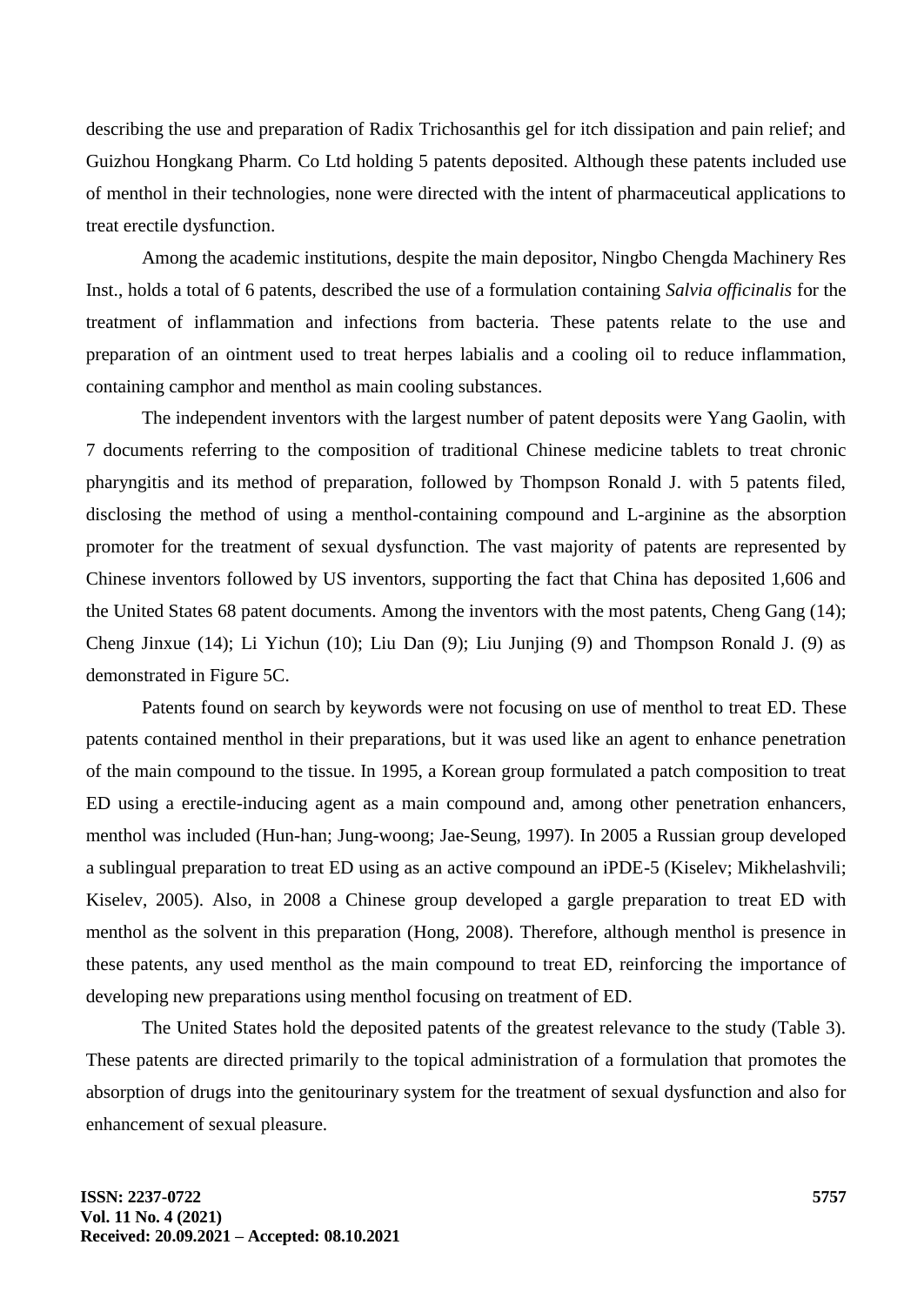describing the use and preparation of Radix Trichosanthis gel for itch dissipation and pain relief; and Guizhou Hongkang Pharm. Co Ltd holding 5 patents deposited. Although these patents included use of menthol in their technologies, none were directed with the intent of pharmaceutical applications to treat erectile dysfunction.

Among the academic institutions, despite the main depositor, Ningbo Chengda Machinery Res Inst., holds a total of 6 patents, described the use of a formulation containing *Salvia officinalis* for the treatment of inflammation and infections from bacteria. These patents relate to the use and preparation of an ointment used to treat herpes labialis and a cooling oil to reduce inflammation, containing camphor and menthol as main cooling substances.

The independent inventors with the largest number of patent deposits were Yang Gaolin, with 7 documents referring to the composition of traditional Chinese medicine tablets to treat chronic pharyngitis and its method of preparation, followed by Thompson Ronald J. with 5 patents filed, disclosing the method of using a menthol-containing compound and L-arginine as the absorption promoter for the treatment of sexual dysfunction. The vast majority of patents are represented by Chinese inventors followed by US inventors, supporting the fact that China has deposited 1,606 and the United States 68 patent documents. Among the inventors with the most patents, Cheng Gang (14); Cheng Jinxue (14); Li Yichun (10); Liu Dan (9); Liu Junjing (9) and Thompson Ronald J. (9) as demonstrated in Figure 5C.

Patents found on search by keywords were not focusing on use of menthol to treat ED. These patents contained menthol in their preparations, but it was used like an agent to enhance penetration of the main compound to the tissue. In 1995, a Korean group formulated a patch composition to treat ED using a erectile-inducing agent as a main compound and, among other penetration enhancers, menthol was included (Hun-han; Jung-woong; Jae-Seung, 1997). In 2005 a Russian group developed a sublingual preparation to treat ED using as an active compound an iPDE-5 (Kiselev; Mikhelashvili; Kiselev, 2005). Also, in 2008 a Chinese group developed a gargle preparation to treat ED with menthol as the solvent in this preparation (Hong, 2008). Therefore, although menthol is presence in these patents, any used menthol as the main compound to treat ED, reinforcing the importance of developing new preparations using menthol focusing on treatment of ED.

The United States hold the deposited patents of the greatest relevance to the study (Table 3). These patents are directed primarily to the topical administration of a formulation that promotes the absorption of drugs into the genitourinary system for the treatment of sexual dysfunction and also for enhancement of sexual pleasure.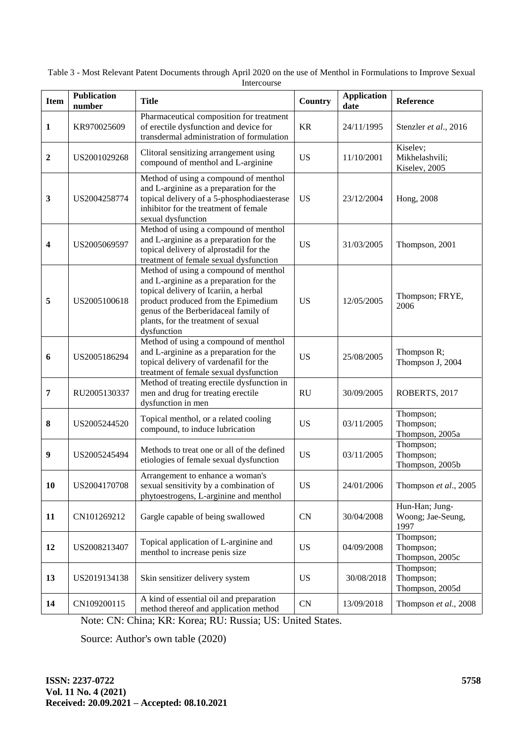Table 3 - Most Relevant Patent Documents through April 2020 on the use of Menthol in Formulations to Improve Sexual Intercourse

| Item | Publication number | Title | Country | Application date | Reference |
|---|---|---|---|---|---|
| **1** | KR970025609 | Pharmaceutical composition for treatment of erectile dysfunction and device for transdermal administration of formulation | KR | 24/11/1995 | Stenzler *et al*., 2016 |
| **2** | US2001029268 | Clitoral sensitizing arrangement using compound of menthol and L-arginine | US | 11/10/2001 | Kiselev; Mikhelashvili; Kiselev, 2005 |
| **3** | US2004258774 | Method of using a compound of menthol and L-arginine as a preparation for the topical delivery of a 5-phosphodiaesterase inhibitor for the treatment of female sexual dysfunction | US | 23/12/2004 | Hong, 2008 |
| **4** | US2005069597 | Method of using a compound of menthol and L-arginine as a preparation for the topical delivery of alprostadil for the treatment of female sexual dysfunction | US | 31/03/2005 | Thompson, 2001 |
| **5** | US2005100618 | Method of using a compound of menthol and L-arginine as a preparation for the topical delivery of Icariin, a herbal product produced from the Epimedium genus of the Berberidaceal family of plants, for the treatment of sexual dysfunction | US | 12/05/2005 | Thompson; FRYE, 2006 |
| **6** | US2005186294 | Method of using a compound of menthol and L-arginine as a preparation for the topical delivery of vardenafil for the treatment of female sexual dysfunction | US | 25/08/2005 | Thompson R; Thompson J, 2004 |
| **7** | RU2005130337 | Method of treating erectile dysfunction in men and drug for treating erectile dysfunction in men | RU | 30/09/2005 | ROBERTS, 2017 |
| **8** | US2005244520 | Topical menthol, or a related cooling compound, to induce lubrication | US | 03/11/2005 | Thompson; Thompson; Thompson, 2005a |
| **9** | US2005245494 | Methods to treat one or all of the defined etiologies of female sexual dysfunction | US | 03/11/2005 | Thompson; Thompson; Thompson, 2005b |
| **10** | US2004170708 | Arrangement to enhance a woman's sexual sensitivity by a combination of phytoestrogens, L-arginine and menthol | US | 24/01/2006 | Thompson *et al*., 2005 |
| **11** | CN101269212 | Gargle capable of being swallowed | CN | 30/04/2008 | Hun-Han; Jung-Woong; Jae-Seung, 1997 |
| **12** | US2008213407 | Topical application of L-arginine and menthol to increase penis size | US | 04/09/2008 | Thompson; Thompson; Thompson, 2005c |
| **13** | US2019134138 | Skin sensitizer delivery system | US | 30/08/2018 | Thompson; Thompson; Thompson, 2005d |
| **14** | CN109200115 | A kind of essential oil and preparation method thereof and application method | CN | 13/09/2018 | Thompson *et al*., 2008 |

Note: CN: China; KR: Korea; RU: Russia; US: United States.

Source: Author's own table (2020)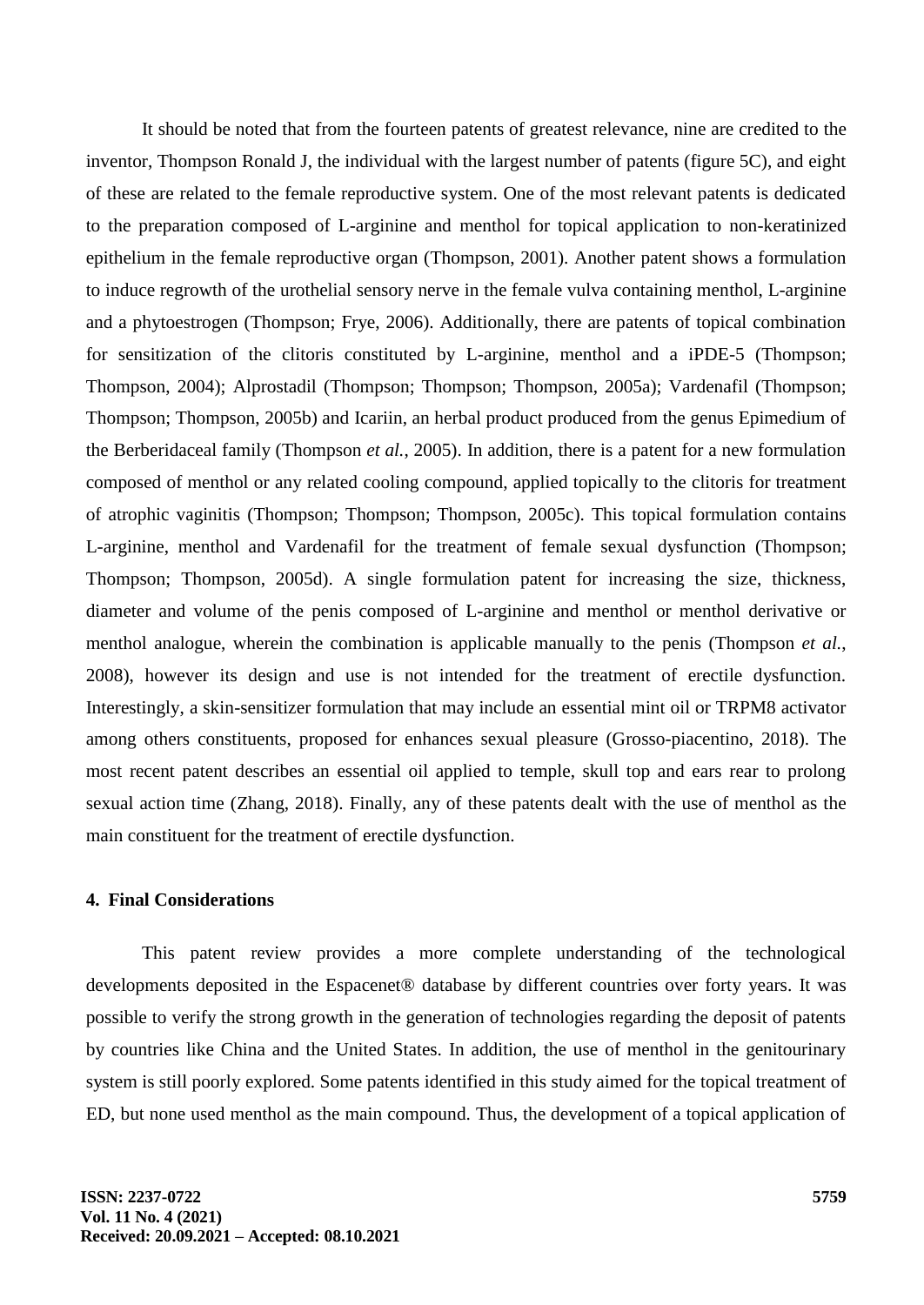It should be noted that from the fourteen patents of greatest relevance, nine are credited to the inventor, Thompson Ronald J, the individual with the largest number of patents (figure 5C), and eight of these are related to the female reproductive system. One of the most relevant patents is dedicated to the preparation composed of L-arginine and menthol for topical application to non-keratinized epithelium in the female reproductive organ (Thompson, 2001). Another patent shows a formulation to induce regrowth of the urothelial sensory nerve in the female vulva containing menthol, L-arginine and a phytoestrogen (Thompson; Frye, 2006). Additionally, there are patents of topical combination for sensitization of the clitoris constituted by L-arginine, menthol and a iPDE-5 (Thompson; Thompson, 2004); Alprostadil (Thompson; Thompson; Thompson, 2005a); Vardenafil (Thompson; Thompson; Thompson, 2005b) and Icariin, an herbal product produced from the genus Epimedium of the Berberidaceal family (Thompson *et al.*, 2005). In addition, there is a patent for a new formulation composed of menthol or any related cooling compound, applied topically to the clitoris for treatment of atrophic vaginitis (Thompson; Thompson; Thompson, 2005c). This topical formulation contains L-arginine, menthol and Vardenafil for the treatment of female sexual dysfunction (Thompson; Thompson; Thompson, 2005d). A single formulation patent for increasing the size, thickness, diameter and volume of the penis composed of L-arginine and menthol or menthol derivative or menthol analogue, wherein the combination is applicable manually to the penis (Thompson *et al.*, 2008), however its design and use is not intended for the treatment of erectile dysfunction. Interestingly, a skin-sensitizer formulation that may include an essential mint oil or TRPM8 activator among others constituents, proposed for enhances sexual pleasure (Grosso-piacentino, 2018). The most recent patent describes an essential oil applied to temple, skull top and ears rear to prolong sexual action time (Zhang, 2018). Finally, any of these patents dealt with the use of menthol as the main constituent for the treatment of erectile dysfunction.

## 4. Final Considerations

This patent review provides a more complete understanding of the technological developments deposited in the Espacenet® database by different countries over forty years. It was possible to verify the strong growth in the generation of technologies regarding the deposit of patents by countries like China and the United States. In addition, the use of menthol in the genitourinary system is still poorly explored. Some patents identified in this study aimed for the topical treatment of ED, but none used menthol as the main compound. Thus, the development of a topical application of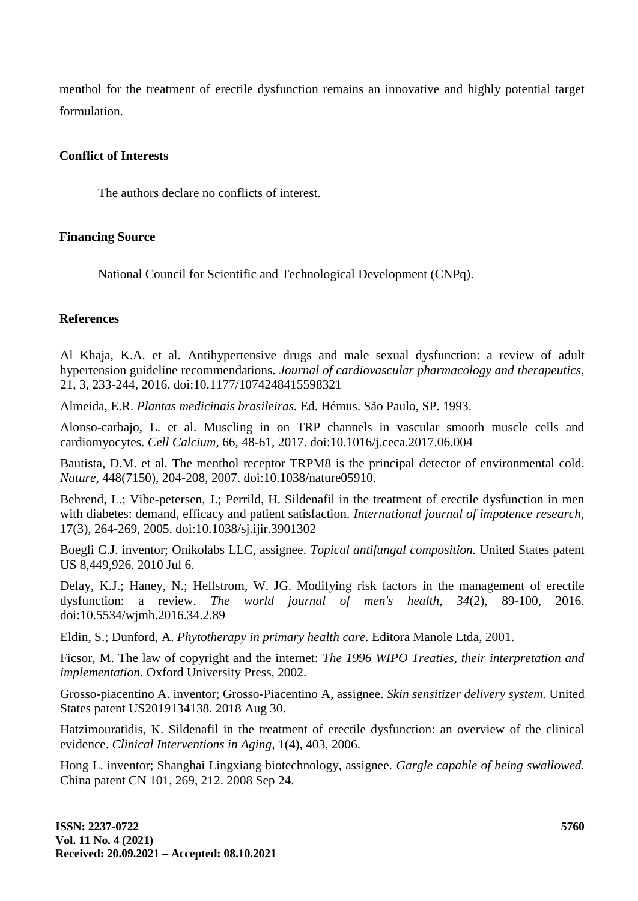menthol for the treatment of erectile dysfunction remains an innovative and highly potential target formulation.

**Conflict of Interests**

The authors declare no conflicts of interest.

**Financing Source**

National Council for Scientific and Technological Development (CNPq).

**References**

Al Khaja, K.A. et al. Antihypertensive drugs and male sexual dysfunction: a review of adult hypertension guideline recommendations. *Journal of cardiovascular pharmacology and therapeutics*, 21, 3, 233-244, 2016. doi:10.1177/1074248415598321

Almeida, E.R. *Plantas medicinais brasileiras*. Ed. Hémus. São Paulo, SP. 1993.

Alonso-carbajo, L. et al. Muscling in on TRP channels in vascular smooth muscle cells and cardiomyocytes. *Cell Calcium*, 66, 48-61, 2017. doi:10.1016/j.ceca.2017.06.004

Bautista, D.M. et al. The menthol receptor TRPM8 is the principal detector of environmental cold. *Nature*, 448(7150), 204-208, 2007. doi:10.1038/nature05910.

Behrend, L.; Vibe-petersen, J.; Perrild, H. Sildenafil in the treatment of erectile dysfunction in men with diabetes: demand, efficacy and patient satisfaction. *International journal of impotence research*, 17(3), 264-269, 2005. doi:10.1038/sj.ijir.3901302

Boegli C.J. inventor; Onikolabs LLC, assignee. *Topical antifungal composition*. United States patent US 8,449,926. 2010 Jul 6.

Delay, K.J.; Haney, N.; Hellstrom, W. JG. Modifying risk factors in the management of erectile dysfunction: a review. *The world journal of men's health, 34*(2), 89-100, 2016. doi:10.5534/wjmh.2016.34.2.89

Eldin, S.; Dunford, A. *Phytotherapy in primary health care*. Editora Manole Ltda, 2001.

Ficsor, M. The law of copyright and the internet: *The 1996 WIPO Treaties, their interpretation and implementation.* Oxford University Press, 2002.

Grosso-piacentino A. inventor; Grosso-Piacentino A, assignee. *Skin sensitizer delivery system*. United States patent US2019134138. 2018 Aug 30.

Hatzimouratidis, K. Sildenafil in the treatment of erectile dysfunction: an overview of the clinical evidence. *Clinical Interventions in Aging*, 1(4), 403, 2006.

Hong L. inventor; Shanghai Lingxiang biotechnology, assignee. *Gargle capable of being swallowed.* China patent CN 101, 269, 212. 2008 Sep 24.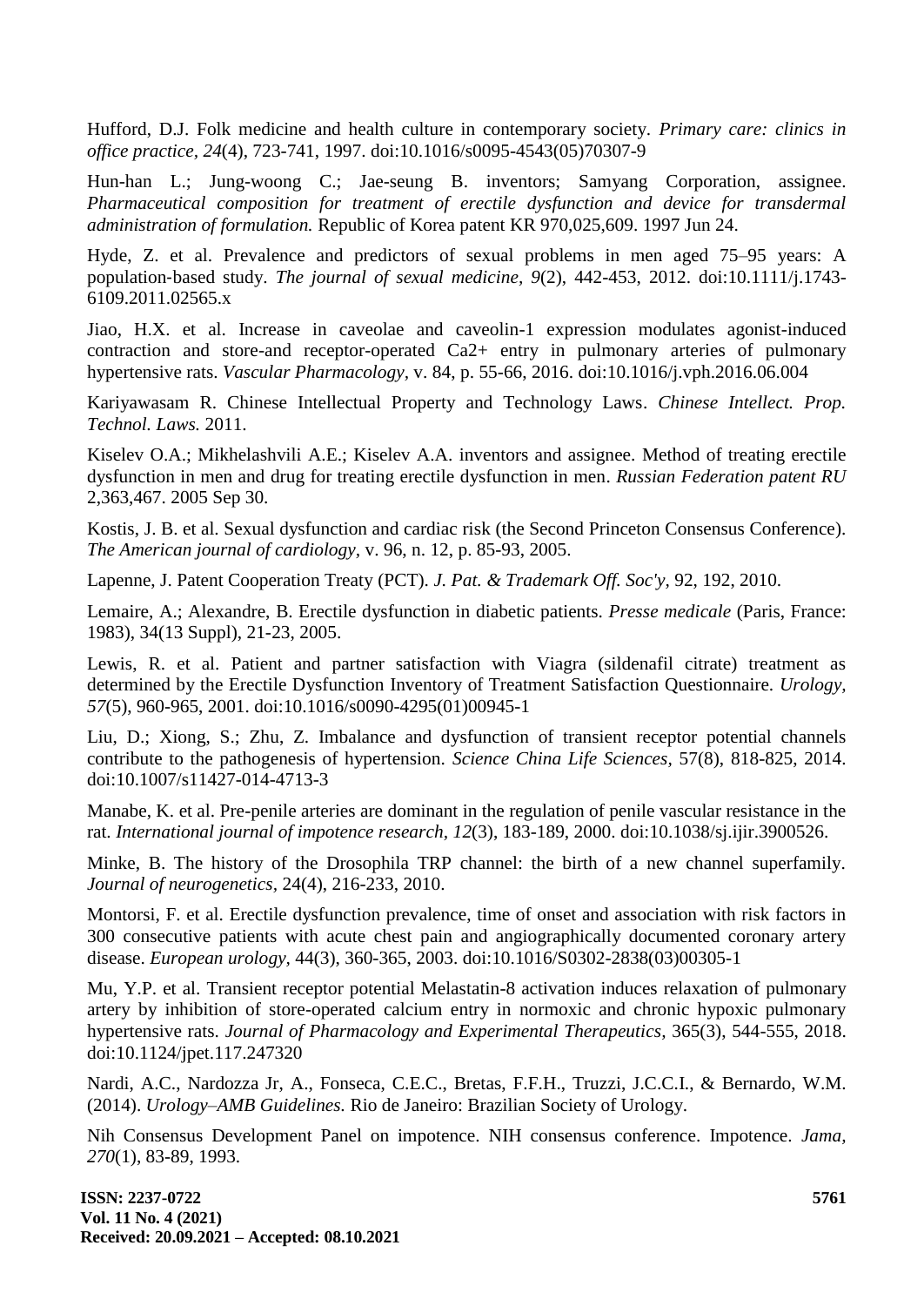Hufford, D.J. Folk medicine and health culture in contemporary society. *Primary care: clinics in office practice, 24*(4), 723-741, 1997. doi:10.1016/s0095-4543(05)70307-9

Hun-han L.; Jung-woong C.; Jae-seung B. inventors; Samyang Corporation, assignee. *Pharmaceutical composition for treatment of erectile dysfunction and device for transdermal administration of formulation.* Republic of Korea patent KR 970,025,609. 1997 Jun 24.

Hyde, Z. et al. Prevalence and predictors of sexual problems in men aged 75–95 years: A population‐based study. *The journal of sexual medicine*, *9*(2), 442-453, 2012. doi:10.1111/j.1743-6109.2011.02565.x

Jiao, H.X. et al. Increase in caveolae and caveolin-1 expression modulates agonist-induced contraction and store-and receptor-operated Ca2+ entry in pulmonary arteries of pulmonary hypertensive rats. *Vascular Pharmacology*, v. 84, p. 55-66, 2016. doi:10.1016/j.vph.2016.06.004

Kariyawasam R. Chinese Intellectual Property and Technology Laws. *Chinese Intellect. Prop. Technol. Laws.* 2011.

Kiselev O.A.; Mikhelashvili A.E.; Kiselev A.A. inventors and assignee. Method of treating erectile dysfunction in men and drug for treating erectile dysfunction in men. *Russian Federation patent RU* 2,363,467. 2005 Sep 30.

Kostis, J. B. et al. Sexual dysfunction and cardiac risk (the Second Princeton Consensus Conference). *The American journal of cardiology*, v. 96, n. 12, p. 85-93, 2005.

Lapenne, J. Patent Cooperation Treaty (PCT). *J. Pat. & Trademark Off. Soc'y*, 92, 192, 2010.

Lemaire, A.; Alexandre, B. Erectile dysfunction in diabetic patients. *Presse medicale* (Paris, France: 1983), 34(13 Suppl), 21-23, 2005.

Lewis, R. et al. Patient and partner satisfaction with Viagra (sildenafil citrate) treatment as determined by the Erectile Dysfunction Inventory of Treatment Satisfaction Questionnaire. *Urology*, *57*(5), 960-965, 2001. doi:10.1016/s0090-4295(01)00945-1

Liu, D.; Xiong, S.; Zhu, Z. Imbalance and dysfunction of transient receptor potential channels contribute to the pathogenesis of hypertension. *Science China Life Sciences*, 57(8), 818-825, 2014. doi:10.1007/s11427-014-4713-3

Manabe, K. et al. Pre-penile arteries are dominant in the regulation of penile vascular resistance in the rat. *International journal of impotence research*, *12*(3), 183-189, 2000. doi:10.1038/sj.ijir.3900526.

Minke, B. The history of the Drosophila TRP channel: the birth of a new channel superfamily. *Journal of neurogenetics*, 24(4), 216-233, 2010.

Montorsi, F. et al. Erectile dysfunction prevalence, time of onset and association with risk factors in 300 consecutive patients with acute chest pain and angiographically documented coronary artery disease. *European urology*, 44(3), 360-365, 2003. doi:10.1016/S0302-2838(03)00305-1

Mu, Y.P. et al. Transient receptor potential Melastatin-8 activation induces relaxation of pulmonary artery by inhibition of store-operated calcium entry in normoxic and chronic hypoxic pulmonary hypertensive rats. *Journal of Pharmacology and Experimental Therapeutics*, 365(3), 544-555, 2018. doi:10.1124/jpet.117.247320

Nardi, A.C., Nardozza Jr, A., Fonseca, C.E.C., Bretas, F.F.H., Truzzi, J.C.C.I., & Bernardo, W.M. (2014). *Urology–AMB Guidelines.* Rio de Janeiro: Brazilian Society of Urology.

Nih Consensus Development Panel on impotence. NIH consensus conference. Impotence. *Jama*, *270*(1), 83-89, 1993.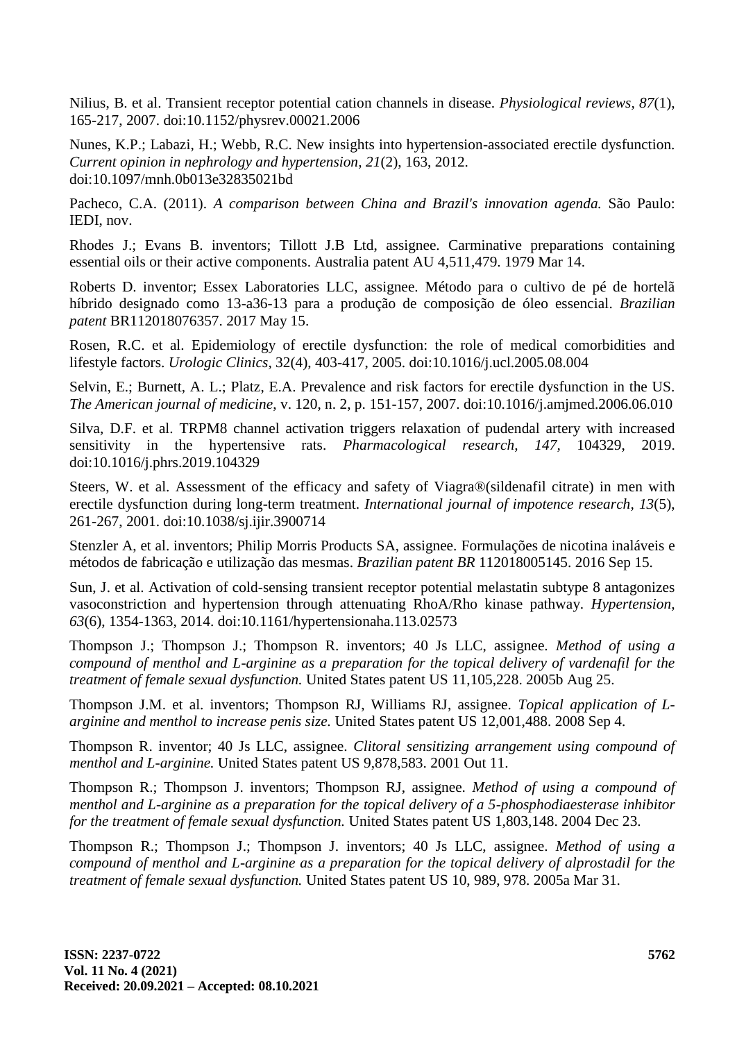Nilius, B. et al. Transient receptor potential cation channels in disease. *Physiological reviews*, *87*(1), 165-217, 2007. doi:10.1152/physrev.00021.2006

Nunes, K.P.; Labazi, H.; Webb, R.C. New insights into hypertension-associated erectile dysfunction. *Current opinion in nephrology and hypertension*, *21*(2), 163, 2012. doi:10.1097/mnh.0b013e32835021bd

Pacheco, C.A. (2011). *A comparison between China and Brazil's innovation agenda.* São Paulo: IEDI, nov.

Rhodes J.; Evans B. inventors; Tillott J.B Ltd, assignee. Carminative preparations containing essential oils or their active components. Australia patent AU 4,511,479. 1979 Mar 14.

Roberts D. inventor; Essex Laboratories LLC, assignee. Método para o cultivo de pé de hortelã híbrido designado como 13-a36-13 para a produção de composição de óleo essencial. *Brazilian patent* BR112018076357. 2017 May 15.

Rosen, R.C. et al. Epidemiology of erectile dysfunction: the role of medical comorbidities and lifestyle factors. *Urologic Clinics*, 32(4), 403-417, 2005. doi:10.1016/j.ucl.2005.08.004

Selvin, E.; Burnett, A. L.; Platz, E.A. Prevalence and risk factors for erectile dysfunction in the US. *The American journal of medicine*, v. 120, n. 2, p. 151-157, 2007. doi:10.1016/j.amjmed.2006.06.010

Silva, D.F. et al. TRPM8 channel activation triggers relaxation of pudendal artery with increased sensitivity in the hypertensive rats. *Pharmacological research*, *147*, 104329, 2019. doi:10.1016/j.phrs.2019.104329

Steers, W. et al. Assessment of the efficacy and safety of Viagra®(sildenafil citrate) in men with erectile dysfunction during long-term treatment. *International journal of impotence research*, *13*(5), 261-267, 2001. doi:10.1038/sj.ijir.3900714

Stenzler A, et al. inventors; Philip Morris Products SA, assignee. Formulações de nicotina inaláveis e métodos de fabricação e utilização das mesmas. *Brazilian patent BR* 112018005145. 2016 Sep 15.

Sun, J. et al. Activation of cold-sensing transient receptor potential melastatin subtype 8 antagonizes vasoconstriction and hypertension through attenuating RhoA/Rho kinase pathway. *Hypertension*, *63*(6), 1354-1363, 2014. doi:10.1161/hypertensionaha.113.02573

Thompson J.; Thompson J.; Thompson R. inventors; 40 Js LLC, assignee. *Method of using a compound of menthol and L-arginine as a preparation for the topical delivery of vardenafil for the treatment of female sexual dysfunction.* United States patent US 11,105,228. 2005b Aug 25.

Thompson J.M. et al. inventors; Thompson RJ, Williams RJ, assignee. *Topical application of L-arginine and menthol to increase penis size.* United States patent US 12,001,488. 2008 Sep 4.

Thompson R. inventor; 40 Js LLC, assignee. *Clitoral sensitizing arrangement using compound of menthol and L-arginine.* United States patent US 9,878,583. 2001 Out 11.

Thompson R.; Thompson J. inventors; Thompson RJ, assignee. *Method of using a compound of menthol and L-arginine as a preparation for the topical delivery of a 5-phosphodiaesterase inhibitor for the treatment of female sexual dysfunction.* United States patent US 1,803,148. 2004 Dec 23.

Thompson R.; Thompson J.; Thompson J. inventors; 40 Js LLC, assignee. *Method of using a compound of menthol and L-arginine as a preparation for the topical delivery of alprostadil for the treatment of female sexual dysfunction.* United States patent US 10, 989, 978. 2005a Mar 31.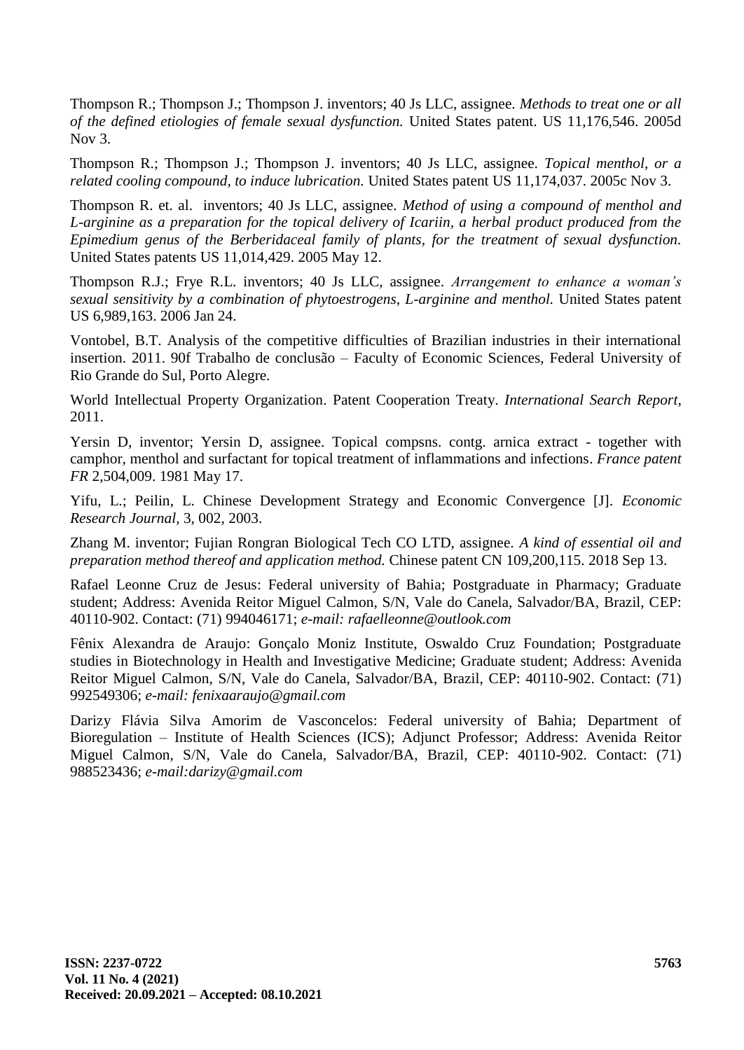Thompson R.; Thompson J.; Thompson J. inventors; 40 Js LLC, assignee. *Methods to treat one or all of the defined etiologies of female sexual dysfunction.* United States patent. US 11,176,546. 2005d Nov 3.

Thompson R.; Thompson J.; Thompson J. inventors; 40 Js LLC, assignee. *Topical menthol, or a related cooling compound, to induce lubrication.* United States patent US 11,174,037. 2005c Nov 3.

Thompson R. et. al. inventors; 40 Js LLC, assignee. *Method of using a compound of menthol and L-arginine as a preparation for the topical delivery of Icariin, a herbal product produced from the Epimedium genus of the Berberidaceal family of plants, for the treatment of sexual dysfunction.* United States patents US 11,014,429. 2005 May 12.

Thompson R.J.; Frye R.L. inventors; 40 Js LLC, assignee. *Arrangement to enhance a woman's sexual sensitivity by a combination of phytoestrogens, L-arginine and menthol.* United States patent US 6,989,163. 2006 Jan 24.

Vontobel, B.T. Analysis of the competitive difficulties of Brazilian industries in their international insertion. 2011. 90f Trabalho de conclusão – Faculty of Economic Sciences, Federal University of Rio Grande do Sul, Porto Alegre.

World Intellectual Property Organization. Patent Cooperation Treaty. *International Search Report*, 2011.

Yersin D, inventor; Yersin D, assignee. Topical compsns. contg. arnica extract - together with camphor, menthol and surfactant for topical treatment of inflammations and infections. *France patent FR* 2,504,009. 1981 May 17.

Yifu, L.; Peilin, L. Chinese Development Strategy and Economic Convergence [J]. *Economic Research Journal*, 3, 002, 2003.

Zhang M. inventor; Fujian Rongran Biological Tech CO LTD, assignee. *A kind of essential oil and preparation method thereof and application method.* Chinese patent CN 109,200,115. 2018 Sep 13.

Rafael Leonne Cruz de Jesus: Federal university of Bahia; Postgraduate in Pharmacy; Graduate student; Address: Avenida Reitor Miguel Calmon, S/N, Vale do Canela, Salvador/BA, Brazil, CEP: 40110-902. Contact: (71) 994046171; *e-mail: rafaelleonne@outlook.com*

Fênix Alexandra de Araujo: Gonçalo Moniz Institute, Oswaldo Cruz Foundation; Postgraduate studies in Biotechnology in Health and Investigative Medicine; Graduate student; Address: Avenida Reitor Miguel Calmon, S/N, Vale do Canela, Salvador/BA, Brazil, CEP: 40110-902. Contact: (71) 992549306; *e-mail: fenixaaraujo@gmail.com*

Darizy Flávia Silva Amorim de Vasconcelos: Federal university of Bahia; Department of Bioregulation – Institute of Health Sciences (ICS); Adjunct Professor; Address: Avenida Reitor Miguel Calmon, S/N, Vale do Canela, Salvador/BA, Brazil, CEP: 40110-902. Contact: (71) 988523436; *e-mail:darizy@gmail.com*